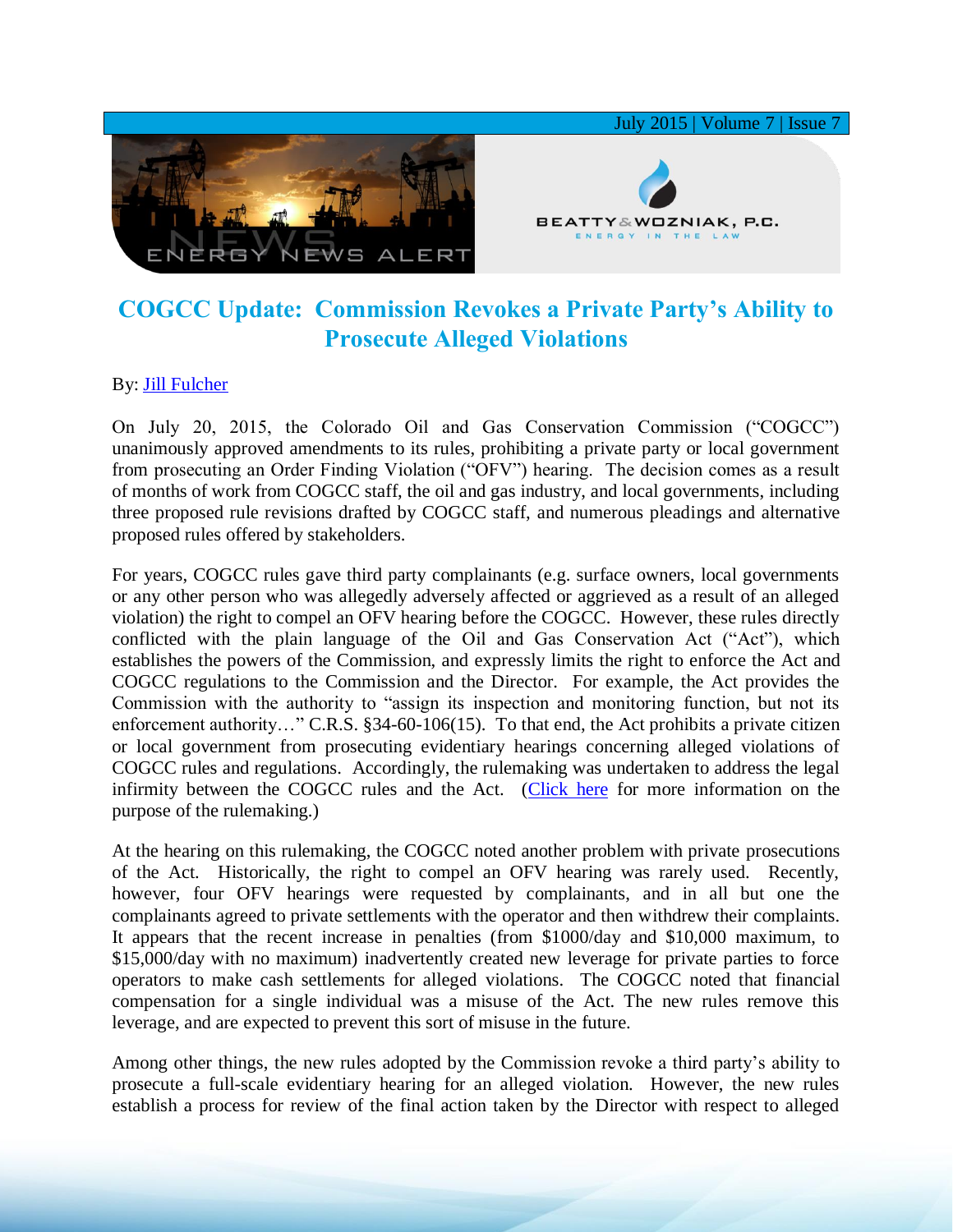# COGCC Update: Commission Revokes a Private Party's Ability to Prosecute Alleged Violations

By: [Jill Fulcher]

On July 20, 2015, the Colorado Oil and Gas Conservation Commission ("COGCC") unanimously approved amendments to its rules, prohibiting a private party or local government from prosecuting an Order Finding Violation ("OFV") hearing. The decision comes as a result of months of work from COGCC staff, the oil and gas industry, and local governments, including three proposed rule revisions drafted by COGCC staff, and numerous pleadings and alternative proposed rules offered by stakeholders.

For years, COGCC rules gave third party complainants (e.g. surface owners, local governments or any other person who was allegedly adversely affected or aggrieved as a result of an alleged violation) the right to compel an OFV hearing before the COGCC. However, these rules directly conflicted with the plain language of the Oil and Gas Conservation Act ("Act"), which establishes the powers of the Commission, and expressly limits the right to enforce the Act and COGCC regulations to the Commission and the Director. For example, the Act provides the Commission with the authority to "assign its inspection and monitoring function, but not its enforcement authority…" C.R.S. §34-60-106(15). To that end, the Act prohibits a private citizen or local government from prosecuting evidentiary hearings concerning alleged violations of COGCC rules and regulations. Accordingly, the rulemaking was undertaken to address the legal infirmity between the COGCC rules and the Act. ([Click here] for more information on the purpose of the rulemaking.)

At the hearing on this rulemaking, the COGCC noted another problem with private prosecutions of the Act. Historically, the right to compel an OFV hearing was rarely used. Recently, however, four OFV hearings were requested by complainants, and in all but one the complainants agreed to private settlements with the operator and then withdrew their complaints. It appears that the recent increase in penalties (from $1000/day and $10,000 maximum, to $15,000/day with no maximum) inadvertently created new leverage for private parties to force operators to make cash settlements for alleged violations. The COGCC noted that financial compensation for a single individual was a misuse of the Act. The new rules remove this leverage, and are expected to prevent this sort of misuse in the future.

Among other things, the new rules adopted by the Commission revoke a third party's ability to prosecute a full-scale evidentiary hearing for an alleged violation. However, the new rules establish a process for review of the final action taken by the Director with respect to alleged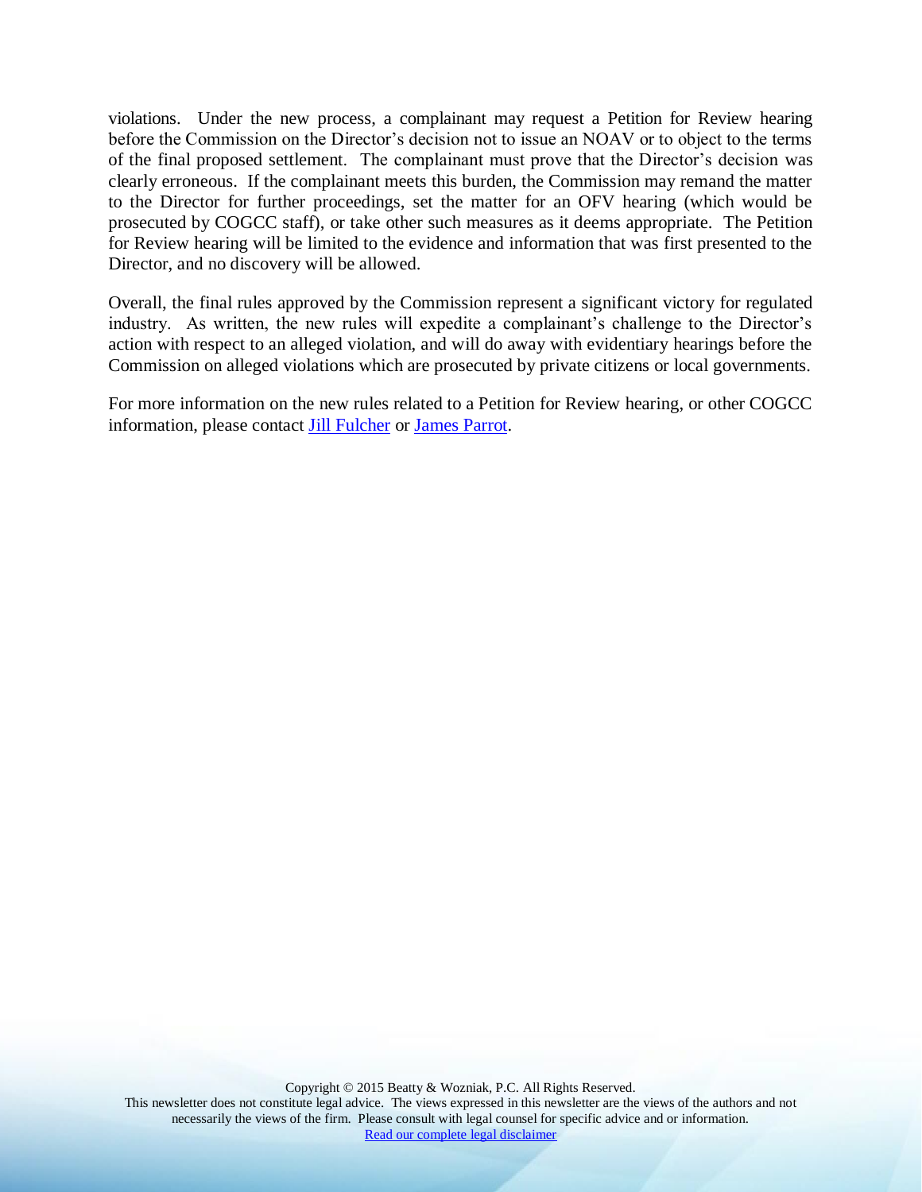violations. Under the new process, a complainant may request a Petition for Review hearing before the Commission on the Director's decision not to issue an NOAV or to object to the terms of the final proposed settlement. The complainant must prove that the Director's decision was clearly erroneous. If the complainant meets this burden, the Commission may remand the matter to the Director for further proceedings, set the matter for an OFV hearing (which would be prosecuted by COGCC staff), or take other such measures as it deems appropriate. The Petition for Review hearing will be limited to the evidence and information that was first presented to the Director, and no discovery will be allowed.

Overall, the final rules approved by the Commission represent a significant victory for regulated industry. As written, the new rules will expedite a complainant's challenge to the Director's action with respect to an alleged violation, and will do away with evidentiary hearings before the Commission on alleged violations which are prosecuted by private citizens or local governments.

For more information on the new rules related to a Petition for Review hearing, or other COGCC information, please contact Jill Fulcher or James Parrot.

Copyright © 2015 Beatty & Wozniak, P.C. All Rights Reserved.
This newsletter does not constitute legal advice. The views expressed in this newsletter are the views of the authors and not necessarily the views of the firm. Please consult with legal counsel for specific advice and or information.
Read our complete legal disclaimer